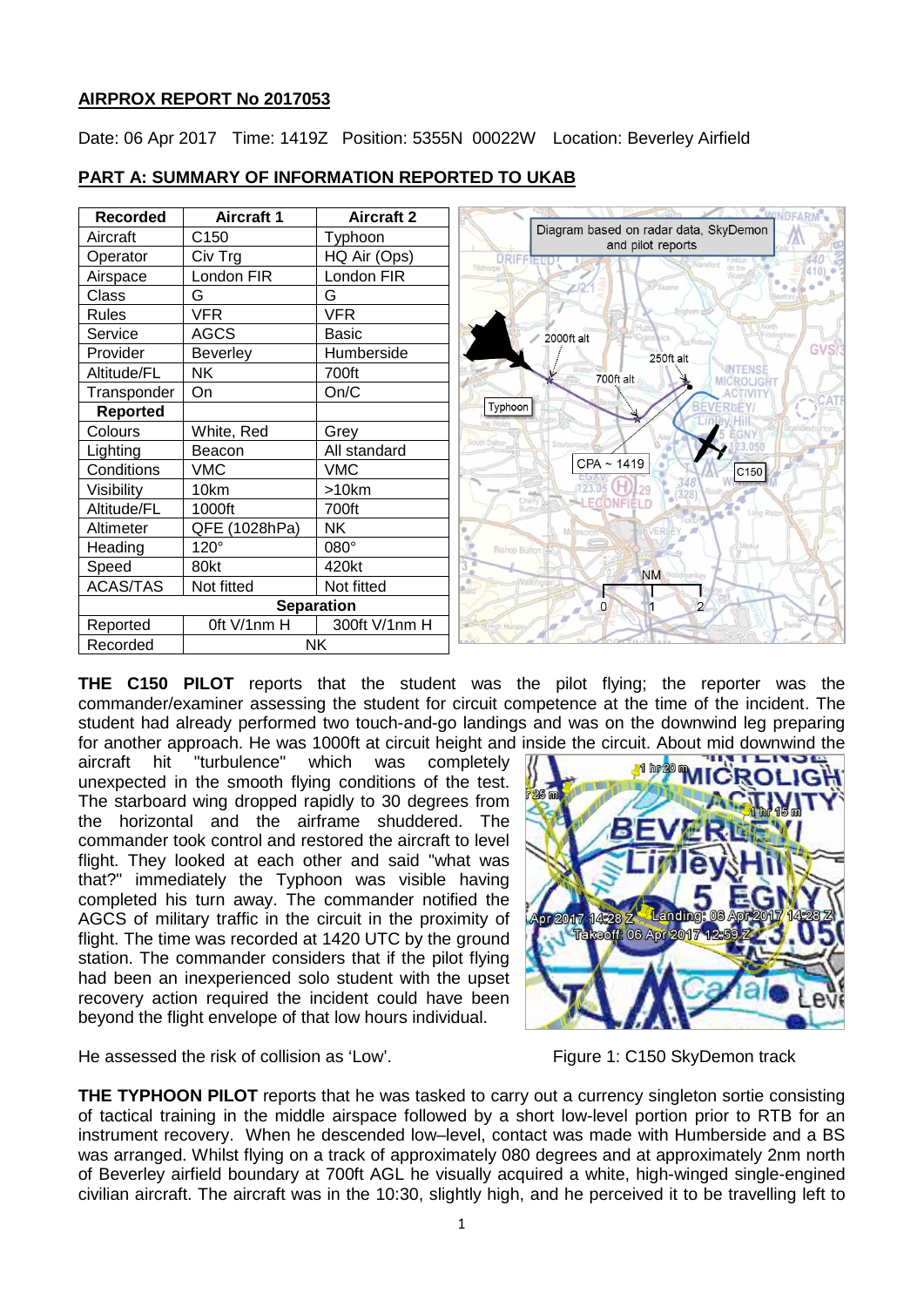**AIRPROX REPORT No 2017053**

Date: 06 Apr 2017 Time: 1419Z Position: 5355N 00022W Location: Beverley Airfield

**PART A: SUMMARY OF INFORMATION REPORTED TO UKAB**

| Recorded | Aircraft 1 | Aircraft 2 |
|---|---|---|
| Aircraft | C150 | Typhoon |
| Operator | Civ Trg | HQ Air (Ops) |
| Airspace | London FIR | London FIR |
| Class | G | G |
| Rules | VFR | VFR |
| Service | AGCS | Basic |
| Provider | Beverley | Humberside |
| Altitude/FL | NK | 700ft |
| Transponder | On | On/C |
| **Reported** | | |
| Colours | White, Red | Grey |
| Lighting | Beacon | All standard |
| Conditions | VMC | VMC |
| Visibility | 10km | >10km |
| Altitude/FL | 1000ft | 700ft |
| Altimeter | QFE (1028hPa) | NK |
| Heading | 120° | 080° |
| Speed | 80kt | 420kt |
| ACAS/TAS | Not fitted | Not fitted |
| **Separation** | | |
| Reported | 0ft V/1nm H | 300ft V/1nm H |
| Recorded | NK | |

Diagram based on radar data, SkyDemon and pilot reports

**THE C150 PILOT** reports that the student was the pilot flying; the reporter was the commander/examiner assessing the student for circuit competence at the time of the incident. The student had already performed two touch-and-go landings and was on the downwind leg preparing for another approach. He was 1000ft at circuit height and inside the circuit. About mid downwind the aircraft hit "turbulence" which was completely unexpected in the smooth flying conditions of the test. The starboard wing dropped rapidly to 30 degrees from the horizontal and the airframe shuddered. The commander took control and restored the aircraft to level flight. They looked at each other and said "what was that?" immediately the Typhoon was visible having completed his turn away. The commander notified the AGCS of military traffic in the circuit in the proximity of flight. The time was recorded at 1420 UTC by the ground station. The commander considers that if the pilot flying had been an inexperienced solo student with the upset recovery action required the incident could have been beyond the flight envelope of that low hours individual.

He assessed the risk of collision as 'Low'.

Figure 1: C150 SkyDemon track

**THE TYPHOON PILOT** reports that he was tasked to carry out a currency singleton sortie consisting of tactical training in the middle airspace followed by a short low-level portion prior to RTB for an instrument recovery. When he descended low–level, contact was made with Humberside and a BS was arranged. Whilst flying on a track of approximately 080 degrees and at approximately 2nm north of Beverley airfield boundary at 700ft AGL he visually acquired a white, high-winged single-engined civilian aircraft. The aircraft was in the 10:30, slightly high, and he perceived it to be travelling left to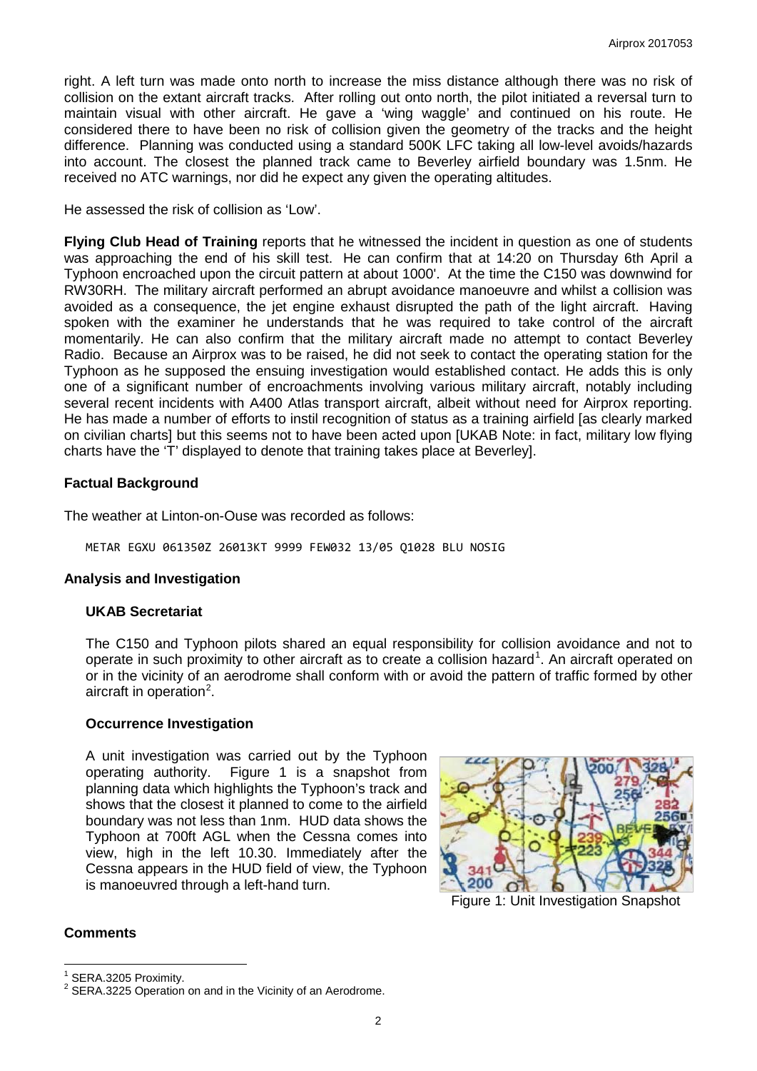right. A left turn was made onto north to increase the miss distance although there was no risk of collision on the extant aircraft tracks. After rolling out onto north, the pilot initiated a reversal turn to maintain visual with other aircraft. He gave a 'wing waggle' and continued on his route. He considered there to have been no risk of collision given the geometry of the tracks and the height difference. Planning was conducted using a standard 500K LFC taking all low-level avoids/hazards into account. The closest the planned track came to Beverley airfield boundary was 1.5nm. He received no ATC warnings, nor did he expect any given the operating altitudes.

He assessed the risk of collision as 'Low'.

**Flying Club Head of Training** reports that he witnessed the incident in question as one of students was approaching the end of his skill test. He can confirm that at 14:20 on Thursday 6th April a Typhoon encroached upon the circuit pattern at about 1000'. At the time the C150 was downwind for RW30RH. The military aircraft performed an abrupt avoidance manoeuvre and whilst a collision was avoided as a consequence, the jet engine exhaust disrupted the path of the light aircraft. Having spoken with the examiner he understands that he was required to take control of the aircraft momentarily. He can also confirm that the military aircraft made no attempt to contact Beverley Radio. Because an Airprox was to be raised, he did not seek to contact the operating station for the Typhoon as he supposed the ensuing investigation would established contact. He adds this is only one of a significant number of encroachments involving various military aircraft, notably including several recent incidents with A400 Atlas transport aircraft, albeit without need for Airprox reporting. He has made a number of efforts to instil recognition of status as a training airfield [as clearly marked on civilian charts] but this seems not to have been acted upon [UKAB Note: in fact, military low flying charts have the 'T' displayed to denote that training takes place at Beverley].

## Factual Background

The weather at Linton-on-Ouse was recorded as follows:

```
METAR EGXU 061350Z 26013KT 9999 FEW032 13/05 Q1028 BLU NOSIG
```

## Analysis and Investigation

### UKAB Secretariat

The C150 and Typhoon pilots shared an equal responsibility for collision avoidance and not to operate in such proximity to other aircraft as to create a collision hazard[1]. An aircraft operated on or in the vicinity of an aerodrome shall conform with or avoid the pattern of traffic formed by other aircraft in operation[2].

### Occurrence Investigation

A unit investigation was carried out by the Typhoon operating authority. Figure 1 is a snapshot from planning data which highlights the Typhoon's track and shows that the closest it planned to come to the airfield boundary was not less than 1nm. HUD data shows the Typhoon at 700ft AGL when the Cessna comes into view, high in the left 10.30. Immediately after the Cessna appears in the HUD field of view, the Typhoon is manoeuvred through a left-hand turn.

Figure 1: Unit Investigation Snapshot

## Comments

---

[1] SERA.3205 Proximity.

[2] SERA.3225 Operation on and in the Vicinity of an Aerodrome.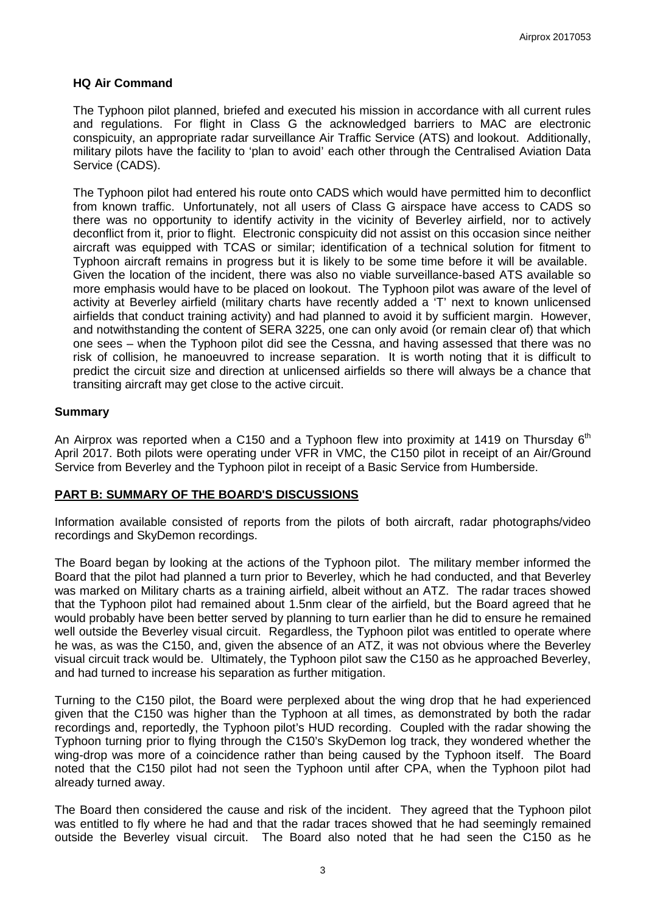### HQ Air Command

The Typhoon pilot planned, briefed and executed his mission in accordance with all current rules and regulations. For flight in Class G the acknowledged barriers to MAC are electronic conspicuity, an appropriate radar surveillance Air Traffic Service (ATS) and lookout. Additionally, military pilots have the facility to 'plan to avoid' each other through the Centralised Aviation Data Service (CADS).

The Typhoon pilot had entered his route onto CADS which would have permitted him to deconflict from known traffic. Unfortunately, not all users of Class G airspace have access to CADS so there was no opportunity to identify activity in the vicinity of Beverley airfield, nor to actively deconflict from it, prior to flight. Electronic conspicuity did not assist on this occasion since neither aircraft was equipped with TCAS or similar; identification of a technical solution for fitment to Typhoon aircraft remains in progress but it is likely to be some time before it will be available. Given the location of the incident, there was also no viable surveillance-based ATS available so more emphasis would have to be placed on lookout. The Typhoon pilot was aware of the level of activity at Beverley airfield (military charts have recently added a 'T' next to known unlicensed airfields that conduct training activity) and had planned to avoid it by sufficient margin. However, and notwithstanding the content of SERA 3225, one can only avoid (or remain clear of) that which one sees – when the Typhoon pilot did see the Cessna, and having assessed that there was no risk of collision, he manoeuvred to increase separation. It is worth noting that it is difficult to predict the circuit size and direction at unlicensed airfields so there will always be a chance that transiting aircraft may get close to the active circuit.

### Summary

An Airprox was reported when a C150 and a Typhoon flew into proximity at 1419 on Thursday 6th April 2017. Both pilots were operating under VFR in VMC, the C150 pilot in receipt of an Air/Ground Service from Beverley and the Typhoon pilot in receipt of a Basic Service from Humberside.

## PART B: SUMMARY OF THE BOARD'S DISCUSSIONS

Information available consisted of reports from the pilots of both aircraft, radar photographs/video recordings and SkyDemon recordings.

The Board began by looking at the actions of the Typhoon pilot. The military member informed the Board that the pilot had planned a turn prior to Beverley, which he had conducted, and that Beverley was marked on Military charts as a training airfield, albeit without an ATZ. The radar traces showed that the Typhoon pilot had remained about 1.5nm clear of the airfield, but the Board agreed that he would probably have been better served by planning to turn earlier than he did to ensure he remained well outside the Beverley visual circuit. Regardless, the Typhoon pilot was entitled to operate where he was, as was the C150, and, given the absence of an ATZ, it was not obvious where the Beverley visual circuit track would be. Ultimately, the Typhoon pilot saw the C150 as he approached Beverley, and had turned to increase his separation as further mitigation.

Turning to the C150 pilot, the Board were perplexed about the wing drop that he had experienced given that the C150 was higher than the Typhoon at all times, as demonstrated by both the radar recordings and, reportedly, the Typhoon pilot's HUD recording. Coupled with the radar showing the Typhoon turning prior to flying through the C150's SkyDemon log track, they wondered whether the wing-drop was more of a coincidence rather than being caused by the Typhoon itself. The Board noted that the C150 pilot had not seen the Typhoon until after CPA, when the Typhoon pilot had already turned away.

The Board then considered the cause and risk of the incident. They agreed that the Typhoon pilot was entitled to fly where he had and that the radar traces showed that he had seemingly remained outside the Beverley visual circuit. The Board also noted that he had seen the C150 as he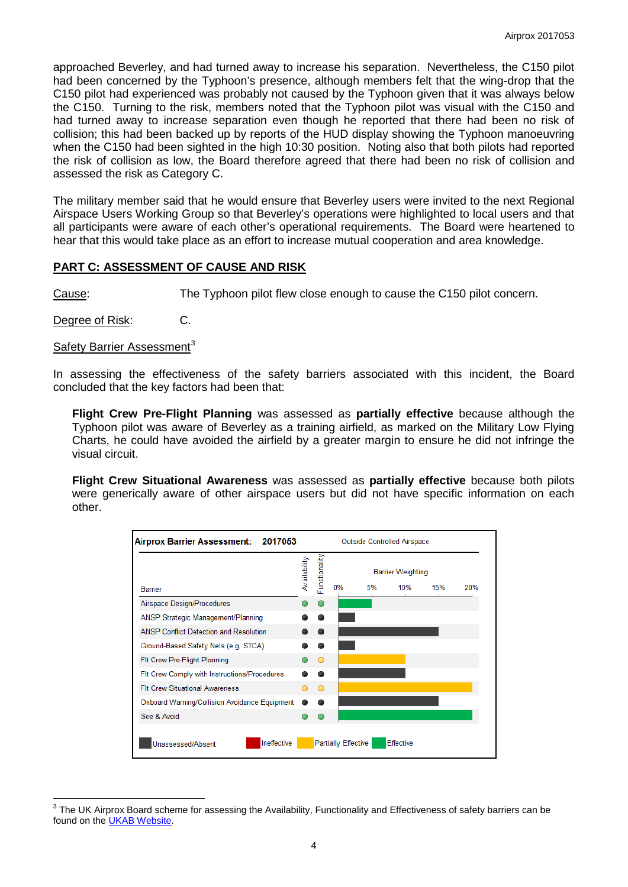approached Beverley, and had turned away to increase his separation. Nevertheless, the C150 pilot had been concerned by the Typhoon's presence, although members felt that the wing-drop that the C150 pilot had experienced was probably not caused by the Typhoon given that it was always below the C150. Turning to the risk, members noted that the Typhoon pilot was visual with the C150 and had turned away to increase separation even though he reported that there had been no risk of collision; this had been backed up by reports of the HUD display showing the Typhoon manoeuvring when the C150 had been sighted in the high 10:30 position. Noting also that both pilots had reported the risk of collision as low, the Board therefore agreed that there had been no risk of collision and assessed the risk as Category C.

The military member said that he would ensure that Beverley users were invited to the next Regional Airspace Users Working Group so that Beverley's operations were highlighted to local users and that all participants were aware of each other's operational requirements. The Board were heartened to hear that this would take place as an effort to increase mutual cooperation and area knowledge.

## PART C: ASSESSMENT OF CAUSE AND RISK

Cause: The Typhoon pilot flew close enough to cause the C150 pilot concern.

Degree of Risk: C.

Safety Barrier Assessment[3]

In assessing the effectiveness of the safety barriers associated with this incident, the Board concluded that the key factors had been that:

**Flight Crew Pre-Flight Planning** was assessed as **partially effective** because although the Typhoon pilot was aware of Beverley as a training airfield, as marked on the Military Low Flying Charts, he could have avoided the airfield by a greater margin to ensure he did not infringe the visual circuit.

**Flight Crew Situational Awareness** was assessed as **partially effective** because both pilots were generically aware of other airspace users but did not have specific information on each other.

Airprox Barrier Assessment: 2017053

Outside Controlled Airspace

Barrier

Availability

Functionality

Barrier Weighting

0% 5% 10% 15% 20%

Airspace Design/Procedures

ANSP Strategic Management/Planning

ANSP Conflict Detection and Resolution

Ground-Based Safety Nets (e.g. STCA)

Flt Crew Pre-Flight Planning

Flt Crew Comply with Instructions/Procedures

Flt Crew Situational Awareness

Onboard Warning/Collision Avoidance Equipment

See & Avoid

Unassessed/Absent | Ineffective | Partially Effective | Effective

[3] The UK Airprox Board scheme for assessing the Availability, Functionality and Effectiveness of safety barriers can be found on the UKAB Website.